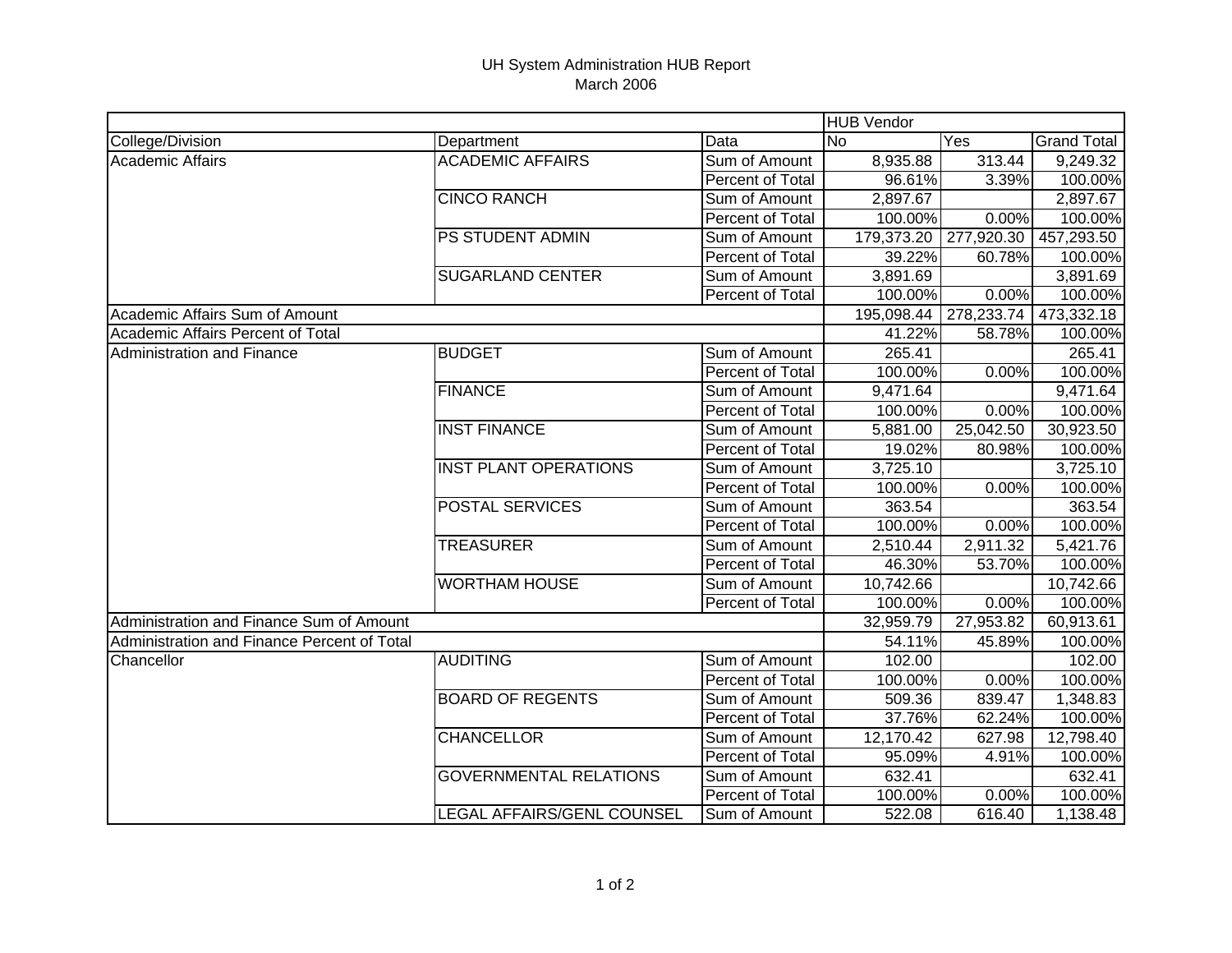# UH System Administration HUB Report
March 2006

| | | | HUB Vendor | | |
|---|---|---|---|---|---|
| College/Division | Department | Data | No | Yes | Grand Total |
| Academic Affairs | ACADEMIC AFFAIRS | Sum of Amount | 8,935.88 | 313.44 | 9,249.32 |
| | | Percent of Total | 96.61% | 3.39% | 100.00% |
| | CINCO RANCH | Sum of Amount | 2,897.67 | | 2,897.67 |
| | | Percent of Total | 100.00% | 0.00% | 100.00% |
| | PS STUDENT ADMIN | Sum of Amount | 179,373.20 | 277,920.30 | 457,293.50 |
| | | Percent of Total | 39.22% | 60.78% | 100.00% |
| | SUGARLAND CENTER | Sum of Amount | 3,891.69 | | 3,891.69 |
| | | Percent of Total | 100.00% | 0.00% | 100.00% |
| Academic Affairs Sum of Amount | | | 195,098.44 | 278,233.74 | 473,332.18 |
| Academic Affairs Percent of Total | | | 41.22% | 58.78% | 100.00% |
| Administration and Finance | BUDGET | Sum of Amount | 265.41 | | 265.41 |
| | | Percent of Total | 100.00% | 0.00% | 100.00% |
| | FINANCE | Sum of Amount | 9,471.64 | | 9,471.64 |
| | | Percent of Total | 100.00% | 0.00% | 100.00% |
| | INST FINANCE | Sum of Amount | 5,881.00 | 25,042.50 | 30,923.50 |
| | | Percent of Total | 19.02% | 80.98% | 100.00% |
| | INST PLANT OPERATIONS | Sum of Amount | 3,725.10 | | 3,725.10 |
| | | Percent of Total | 100.00% | 0.00% | 100.00% |
| | POSTAL SERVICES | Sum of Amount | 363.54 | | 363.54 |
| | | Percent of Total | 100.00% | 0.00% | 100.00% |
| | TREASURER | Sum of Amount | 2,510.44 | 2,911.32 | 5,421.76 |
| | | Percent of Total | 46.30% | 53.70% | 100.00% |
| | WORTHAM HOUSE | Sum of Amount | 10,742.66 | | 10,742.66 |
| | | Percent of Total | 100.00% | 0.00% | 100.00% |
| Administration and Finance Sum of Amount | | | 32,959.79 | 27,953.82 | 60,913.61 |
| Administration and Finance Percent of Total | | | 54.11% | 45.89% | 100.00% |
| Chancellor | AUDITING | Sum of Amount | 102.00 | | 102.00 |
| | | Percent of Total | 100.00% | 0.00% | 100.00% |
| | BOARD OF REGENTS | Sum of Amount | 509.36 | 839.47 | 1,348.83 |
| | | Percent of Total | 37.76% | 62.24% | 100.00% |
| | CHANCELLOR | Sum of Amount | 12,170.42 | 627.98 | 12,798.40 |
| | | Percent of Total | 95.09% | 4.91% | 100.00% |
| | GOVERNMENTAL RELATIONS | Sum of Amount | 632.41 | | 632.41 |
| | | Percent of Total | 100.00% | 0.00% | 100.00% |
| | LEGAL AFFAIRS/GENL COUNSEL | Sum of Amount | 522.08 | 616.40 | 1,138.48 |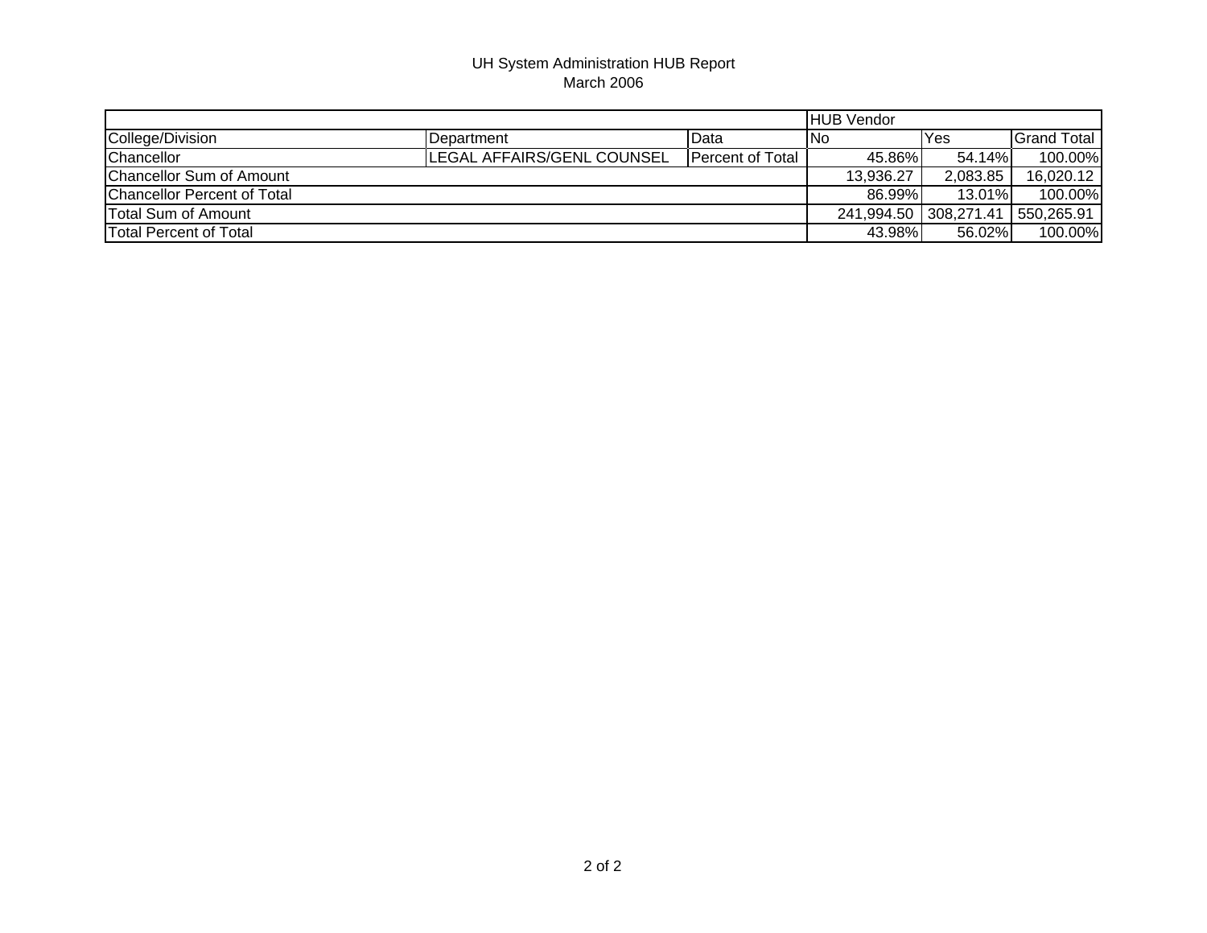UH System Administration HUB Report
March 2006

| | | | HUB Vendor | | |
|---|---|---|---|---|---|
| College/Division | Department | Data | No | Yes | Grand Total |
| Chancellor | LEGAL AFFAIRS/GENL COUNSEL | Percent of Total | 45.86% | 54.14% | 100.00% |
| Chancellor Sum of Amount | | | 13,936.27 | 2,083.85 | 16,020.12 |
| Chancellor Percent of Total | | | 86.99% | 13.01% | 100.00% |
| Total Sum of Amount | | | 241,994.50 | 308,271.41 | 550,265.91 |
| Total Percent of Total | | | 43.98% | 56.02% | 100.00% |